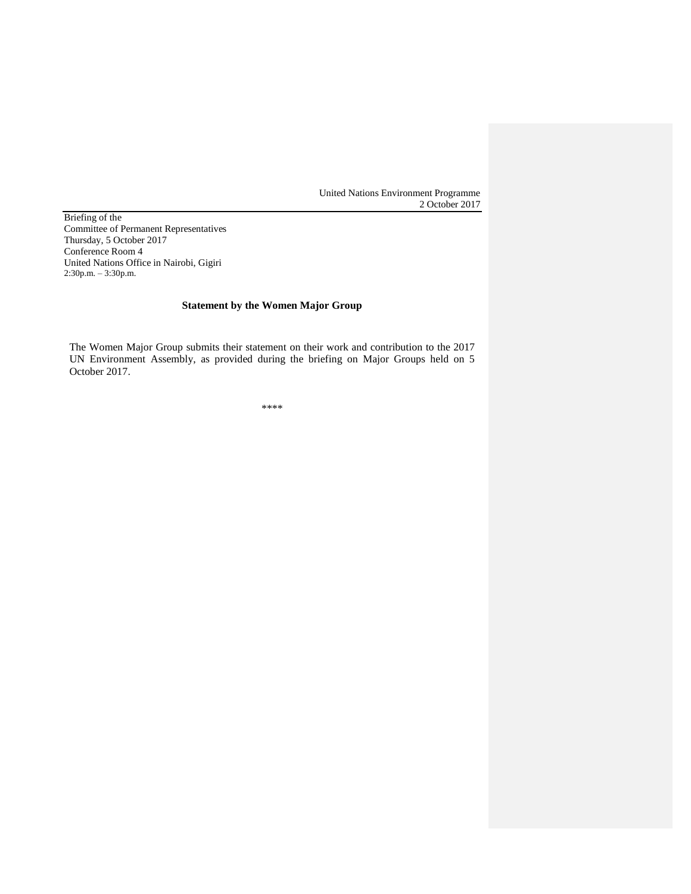United Nations Environment Programme
2 October 2017

Briefing of the
Committee of Permanent Representatives
Thursday, 5 October 2017
Conference Room 4
United Nations Office in Nairobi, Gigiri
2:30p.m. – 3:30p.m.

**Statement by the Women Major Group**

The Women Major Group submits their statement on their work and contribution to the 2017 UN Environment Assembly, as provided during the briefing on Major Groups held on 5 October 2017.

****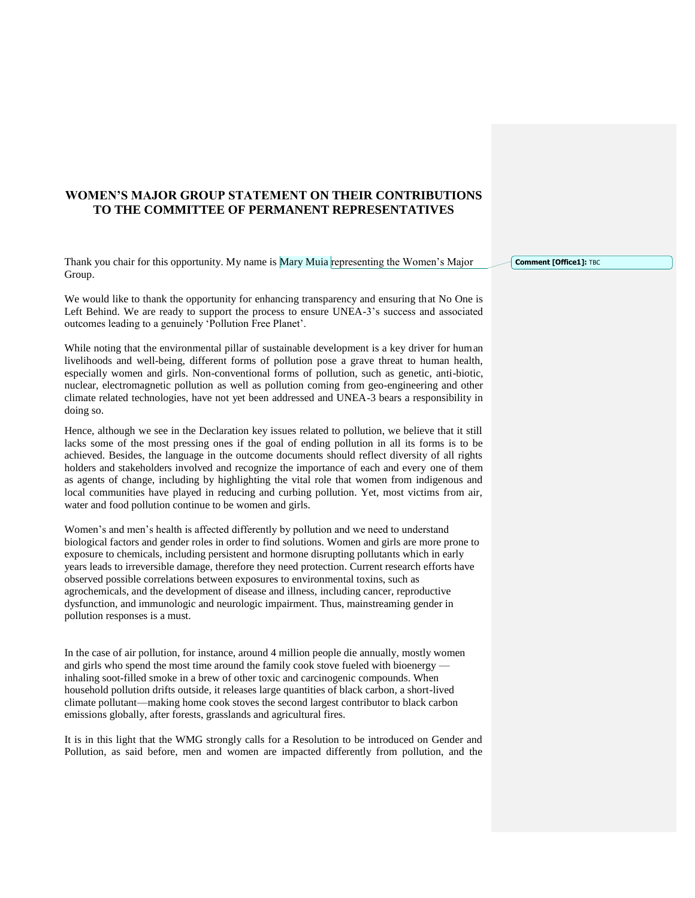# WOMEN'S MAJOR GROUP STATEMENT ON THEIR CONTRIBUTIONS TO THE COMMITTEE OF PERMANENT REPRESENTATIVES

Thank you chair for this opportunity. My name is Mary Muia representing the Women's Major Group.

We would like to thank the opportunity for enhancing transparency and ensuring that No One is Left Behind. We are ready to support the process to ensure UNEA-3's success and associated outcomes leading to a genuinely 'Pollution Free Planet'.

While noting that the environmental pillar of sustainable development is a key driver for human livelihoods and well-being, different forms of pollution pose a grave threat to human health, especially women and girls. Non-conventional forms of pollution, such as genetic, anti-biotic, nuclear, electromagnetic pollution as well as pollution coming from geo-engineering and other climate related technologies, have not yet been addressed and UNEA-3 bears a responsibility in doing so.

Hence, although we see in the Declaration key issues related to pollution, we believe that it still lacks some of the most pressing ones if the goal of ending pollution in all its forms is to be achieved. Besides, the language in the outcome documents should reflect diversity of all rights holders and stakeholders involved and recognize the importance of each and every one of them as agents of change, including by highlighting the vital role that women from indigenous and local communities have played in reducing and curbing pollution. Yet, most victims from air, water and food pollution continue to be women and girls.

Women's and men's health is affected differently by pollution and we need to understand biological factors and gender roles in order to find solutions. Women and girls are more prone to exposure to chemicals, including persistent and hormone disrupting pollutants which in early years leads to irreversible damage, therefore they need protection. Current research efforts have observed possible correlations between exposures to environmental toxins, such as agrochemicals, and the development of disease and illness, including cancer, reproductive dysfunction, and immunologic and neurologic impairment. Thus, mainstreaming gender in pollution responses is a must.

In the case of air pollution, for instance, around 4 million people die annually, mostly women and girls who spend the most time around the family cook stove fueled with bioenergy — inhaling soot-filled smoke in a brew of other toxic and carcinogenic compounds. When household pollution drifts outside, it releases large quantities of black carbon, a short-lived climate pollutant—making home cook stoves the second largest contributor to black carbon emissions globally, after forests, grasslands and agricultural fires.

It is in this light that the WMG strongly calls for a Resolution to be introduced on Gender and Pollution, as said before, men and women are impacted differently from pollution, and the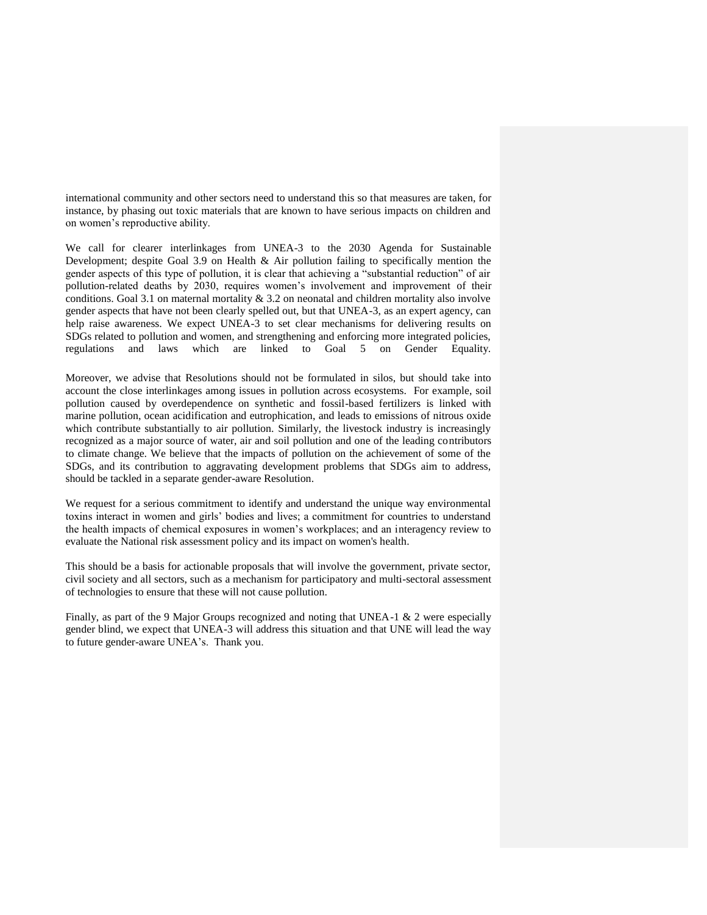international community and other sectors need to understand this so that measures are taken, for instance, by phasing out toxic materials that are known to have serious impacts on children and on women's reproductive ability.

We call for clearer interlinkages from UNEA-3 to the 2030 Agenda for Sustainable Development; despite Goal 3.9 on Health & Air pollution failing to specifically mention the gender aspects of this type of pollution, it is clear that achieving a "substantial reduction" of air pollution-related deaths by 2030, requires women's involvement and improvement of their conditions. Goal 3.1 on maternal mortality & 3.2 on neonatal and children mortality also involve gender aspects that have not been clearly spelled out, but that UNEA-3, as an expert agency, can help raise awareness. We expect UNEA-3 to set clear mechanisms for delivering results on SDGs related to pollution and women, and strengthening and enforcing more integrated policies, regulations and laws which are linked to Goal 5 on Gender Equality.

Moreover, we advise that Resolutions should not be formulated in silos, but should take into account the close interlinkages among issues in pollution across ecosystems. For example, soil pollution caused by overdependence on synthetic and fossil-based fertilizers is linked with marine pollution, ocean acidification and eutrophication, and leads to emissions of nitrous oxide which contribute substantially to air pollution. Similarly, the livestock industry is increasingly recognized as a major source of water, air and soil pollution and one of the leading contributors to climate change. We believe that the impacts of pollution on the achievement of some of the SDGs, and its contribution to aggravating development problems that SDGs aim to address, should be tackled in a separate gender-aware Resolution.

We request for a serious commitment to identify and understand the unique way environmental toxins interact in women and girls' bodies and lives; a commitment for countries to understand the health impacts of chemical exposures in women's workplaces; and an interagency review to evaluate the National risk assessment policy and its impact on women's health.

This should be a basis for actionable proposals that will involve the government, private sector, civil society and all sectors, such as a mechanism for participatory and multi-sectoral assessment of technologies to ensure that these will not cause pollution.

Finally, as part of the 9 Major Groups recognized and noting that UNEA-1 & 2 were especially gender blind, we expect that UNEA-3 will address this situation and that UNE will lead the way to future gender-aware UNEA's. Thank you.